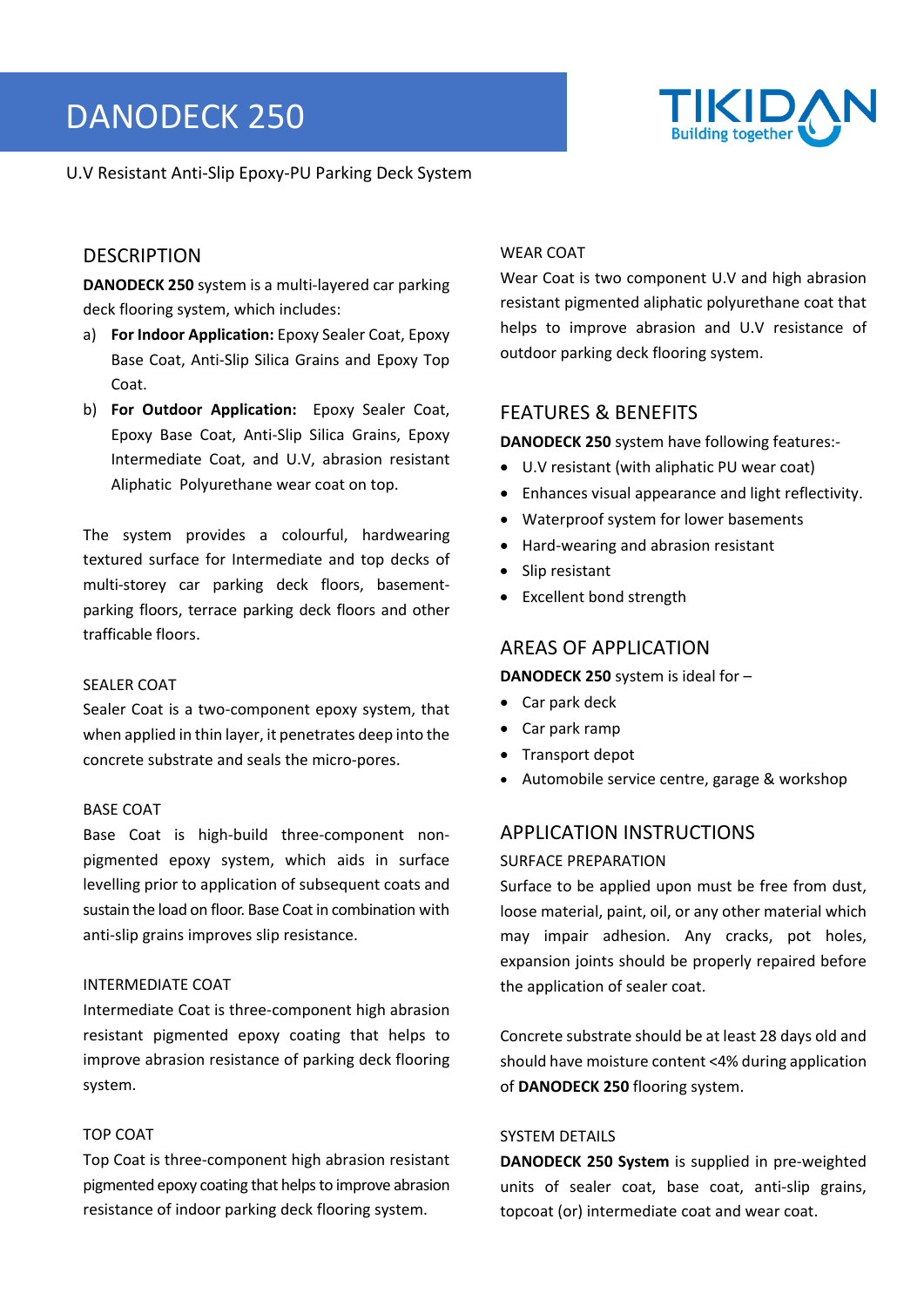# DANODECK 250

U.V Resistant Anti-Slip Epoxy-PU Parking Deck System

## DESCRIPTION

**DANODECK 250** system is a multi-layered car parking deck flooring system, which includes:

a) **For Indoor Application:** Epoxy Sealer Coat, Epoxy Base Coat, Anti-Slip Silica Grains and Epoxy Top Coat.
b) **For Outdoor Application:** Epoxy Sealer Coat, Epoxy Base Coat, Anti-Slip Silica Grains, Epoxy Intermediate Coat, and U.V, abrasion resistant Aliphatic Polyurethane wear coat on top.

The system provides a colourful, hardwearing textured surface for Intermediate and top decks of multi-storey car parking deck floors, basement-parking floors, terrace parking deck floors and other trafficable floors.

### SEALER COAT

Sealer Coat is a two-component epoxy system, that when applied in thin layer, it penetrates deep into the concrete substrate and seals the micro-pores.

### BASE COAT

Base Coat is high-build three-component non-pigmented epoxy system, which aids in surface levelling prior to application of subsequent coats and sustain the load on floor. Base Coat in combination with anti-slip grains improves slip resistance.

### INTERMEDIATE COAT

Intermediate Coat is three-component high abrasion resistant pigmented epoxy coating that helps to improve abrasion resistance of parking deck flooring system.

### TOP COAT

Top Coat is three-component high abrasion resistant pigmented epoxy coating that helps to improve abrasion resistance of indoor parking deck flooring system.

### WEAR COAT

Wear Coat is two component U.V and high abrasion resistant pigmented aliphatic polyurethane coat that helps to improve abrasion and U.V resistance of outdoor parking deck flooring system.

## FEATURES & BENEFITS

**DANODECK 250** system have following features:-

- U.V resistant (with aliphatic PU wear coat)
- Enhances visual appearance and light reflectivity.
- Waterproof system for lower basements
- Hard-wearing and abrasion resistant
- Slip resistant
- Excellent bond strength

## AREAS OF APPLICATION

**DANODECK 250** system is ideal for –

- Car park deck
- Car park ramp
- Transport depot
- Automobile service centre, garage & workshop

## APPLICATION INSTRUCTIONS

### SURFACE PREPARATION

Surface to be applied upon must be free from dust, loose material, paint, oil, or any other material which may impair adhesion. Any cracks, pot holes, expansion joints should be properly repaired before the application of sealer coat.

Concrete substrate should be at least 28 days old and should have moisture content <4% during application of **DANODECK 250** flooring system.

### SYSTEM DETAILS

**DANODECK 250 System** is supplied in pre-weighted units of sealer coat, base coat, anti-slip grains, topcoat (or) intermediate coat and wear coat.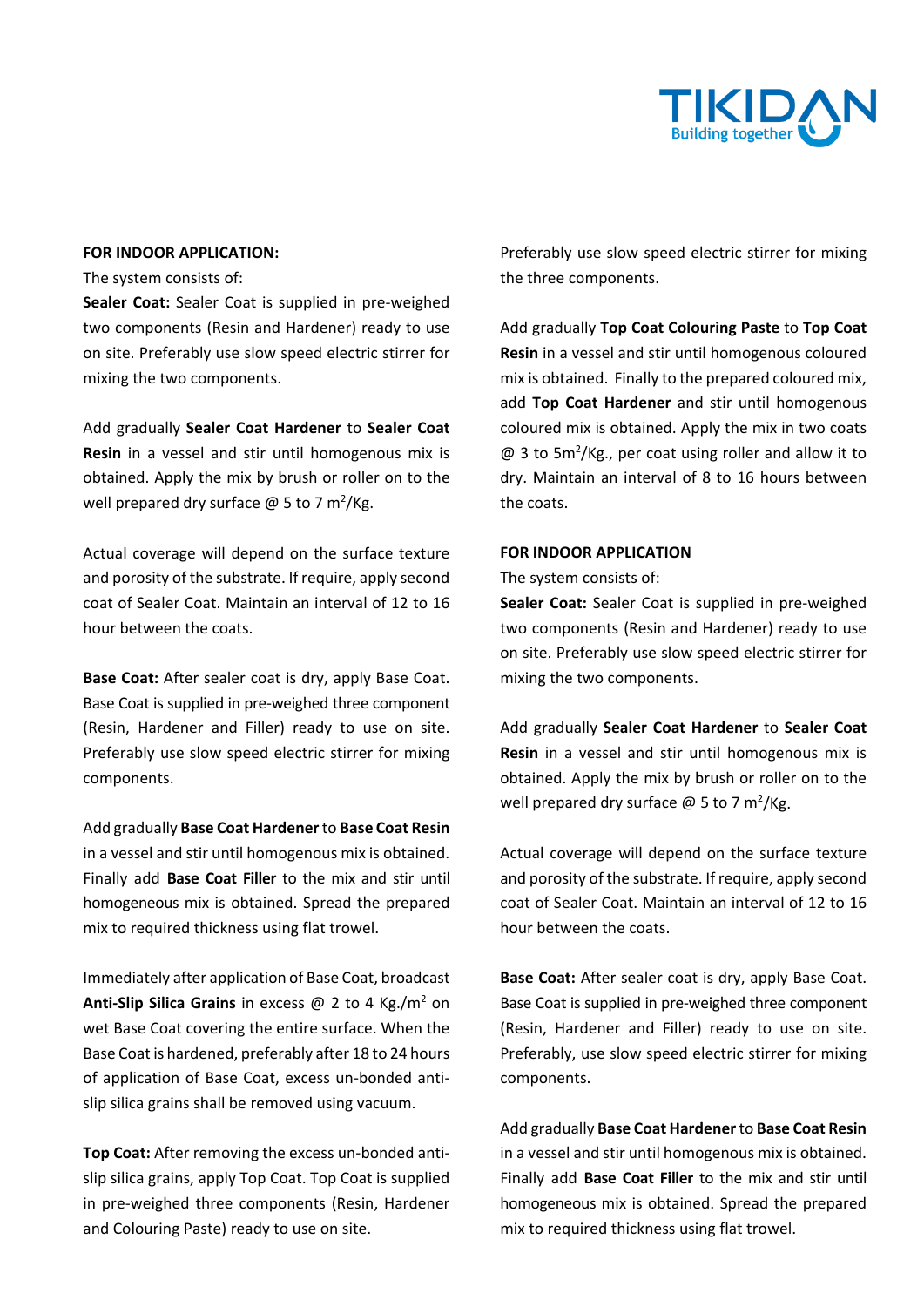**FOR INDOOR APPLICATION:**

The system consists of:

**Sealer Coat:** Sealer Coat is supplied in pre-weighed two components (Resin and Hardener) ready to use on site. Preferably use slow speed electric stirrer for mixing the two components.

Add gradually **Sealer Coat Hardener** to **Sealer Coat Resin** in a vessel and stir until homogenous mix is obtained. Apply the mix by brush or roller on to the well prepared dry surface @ 5 to 7 $m^2$/Kg.

Actual coverage will depend on the surface texture and porosity of the substrate. If require, apply second coat of Sealer Coat. Maintain an interval of 12 to 16 hour between the coats.

**Base Coat:** After sealer coat is dry, apply Base Coat. Base Coat is supplied in pre-weighed three component (Resin, Hardener and Filler) ready to use on site. Preferably use slow speed electric stirrer for mixing components.

Add gradually **Base Coat Hardener** to **Base Coat Resin** in a vessel and stir until homogenous mix is obtained. Finally add **Base Coat Filler** to the mix and stir until homogeneous mix is obtained. Spread the prepared mix to required thickness using flat trowel.

Immediately after application of Base Coat, broadcast **Anti-Slip Silica Grains** in excess @ 2 to 4 Kg./$m^2$ on wet Base Coat covering the entire surface. When the Base Coat is hardened, preferably after 18 to 24 hours of application of Base Coat, excess un-bonded anti-slip silica grains shall be removed using vacuum.

**Top Coat:** After removing the excess un-bonded anti-slip silica grains, apply Top Coat. Top Coat is supplied in pre-weighed three components (Resin, Hardener and Colouring Paste) ready to use on site. Preferably use slow speed electric stirrer for mixing the three components.

Add gradually **Top Coat Colouring Paste** to **Top Coat Resin** in a vessel and stir until homogenous coloured mix is obtained. Finally to the prepared coloured mix, add **Top Coat Hardener** and stir until homogenous coloured mix is obtained. Apply the mix in two coats @ 3 to 5$m^2$/Kg., per coat using roller and allow it to dry. Maintain an interval of 8 to 16 hours between the coats.

**FOR INDOOR APPLICATION**

The system consists of:

**Sealer Coat:** Sealer Coat is supplied in pre-weighed two components (Resin and Hardener) ready to use on site. Preferably use slow speed electric stirrer for mixing the two components.

Add gradually **Sealer Coat Hardener** to **Sealer Coat Resin** in a vessel and stir until homogenous mix is obtained. Apply the mix by brush or roller on to the well prepared dry surface @ 5 to 7 $m^2$/Kg.

Actual coverage will depend on the surface texture and porosity of the substrate. If require, apply second coat of Sealer Coat. Maintain an interval of 12 to 16 hour between the coats.

**Base Coat:** After sealer coat is dry, apply Base Coat. Base Coat is supplied in pre-weighed three component (Resin, Hardener and Filler) ready to use on site. Preferably, use slow speed electric stirrer for mixing components.

Add gradually **Base Coat Hardener** to **Base Coat Resin** in a vessel and stir until homogenous mix is obtained. Finally add **Base Coat Filler** to the mix and stir until homogeneous mix is obtained. Spread the prepared mix to required thickness using flat trowel.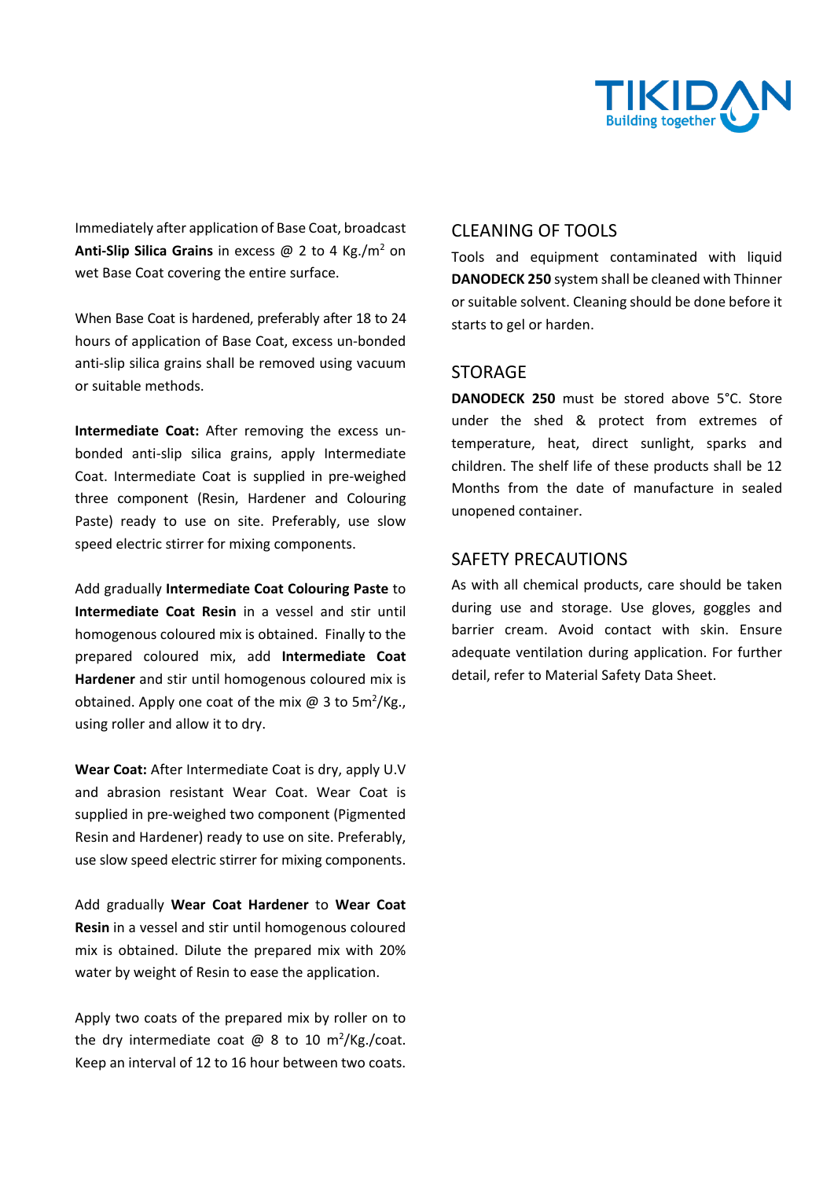Immediately after application of Base Coat, broadcast **Anti-Slip Silica Grains** in excess @ 2 to 4 Kg./$m^2$ on wet Base Coat covering the entire surface.

When Base Coat is hardened, preferably after 18 to 24 hours of application of Base Coat, excess un-bonded anti-slip silica grains shall be removed using vacuum or suitable methods.

**Intermediate Coat:** After removing the excess un-bonded anti-slip silica grains, apply Intermediate Coat. Intermediate Coat is supplied in pre-weighed three component (Resin, Hardener and Colouring Paste) ready to use on site. Preferably, use slow speed electric stirrer for mixing components.

Add gradually **Intermediate Coat Colouring Paste** to **Intermediate Coat Resin** in a vessel and stir until homogenous coloured mix is obtained. Finally to the prepared coloured mix, add **Intermediate Coat Hardener** and stir until homogenous coloured mix is obtained. Apply one coat of the mix @ 3 to 5$m^2$/Kg., using roller and allow it to dry.

**Wear Coat:** After Intermediate Coat is dry, apply U.V and abrasion resistant Wear Coat. Wear Coat is supplied in pre-weighed two component (Pigmented Resin and Hardener) ready to use on site. Preferably, use slow speed electric stirrer for mixing components.

Add gradually **Wear Coat Hardener** to **Wear Coat Resin** in a vessel and stir until homogenous coloured mix is obtained. Dilute the prepared mix with 20% water by weight of Resin to ease the application.

Apply two coats of the prepared mix by roller on to the dry intermediate coat @ 8 to 10 $m^2$/Kg./coat. Keep an interval of 12 to 16 hour between two coats.

## CLEANING OF TOOLS

Tools and equipment contaminated with liquid **DANODECK 250** system shall be cleaned with Thinner or suitable solvent. Cleaning should be done before it starts to gel or harden.

## STORAGE

**DANODECK 250** must be stored above 5°C. Store under the shed & protect from extremes of temperature, heat, direct sunlight, sparks and children. The shelf life of these products shall be 12 Months from the date of manufacture in sealed unopened container.

## SAFETY PRECAUTIONS

As with all chemical products, care should be taken during use and storage. Use gloves, goggles and barrier cream. Avoid contact with skin. Ensure adequate ventilation during application. For further detail, refer to Material Safety Data Sheet.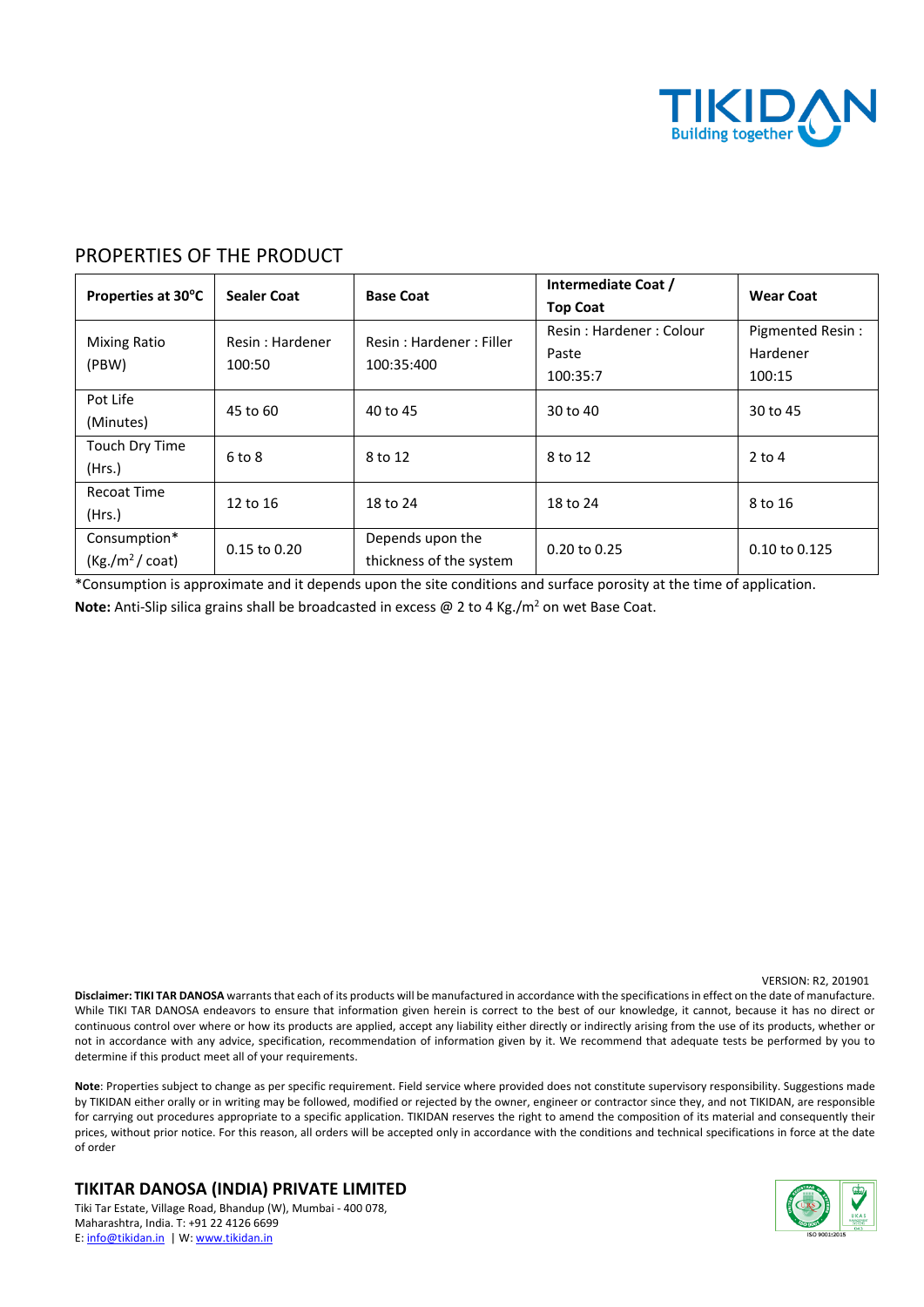## PROPERTIES OF THE PRODUCT

| Properties at 30°C | Sealer Coat | Base Coat | Intermediate Coat / Top Coat | Wear Coat |
|---|---|---|---|---|
| Mixing Ratio (PBW) | Resin : Hardener 100:50 | Resin : Hardener : Filler 100:35:400 | Resin : Hardener : Colour Paste 100:35:7 | Pigmented Resin : Hardener 100:15 |
| Pot Life (Minutes) | 45 to 60 | 40 to 45 | 30 to 40 | 30 to 45 |
| Touch Dry Time (Hrs.) | 6 to 8 | 8 to 12 | 8 to 12 | 2 to 4 |
| Recoat Time (Hrs.) | 12 to 16 | 18 to 24 | 18 to 24 | 8 to 16 |
| Consumption* (Kg./$m^2$ / coat) | 0.15 to 0.20 | Depends upon the thickness of the system | 0.20 to 0.25 | 0.10 to 0.125 |

*Consumption is approximate and it depends upon the site conditions and surface porosity at the time of application.

**Note:** Anti-Slip silica grains shall be broadcasted in excess @ 2 to 4 Kg./$m^2$ on wet Base Coat.

VERSION: R2, 201901

**Disclaimer: TIKI TAR DANOSA** warrants that each of its products will be manufactured in accordance with the specifications in effect on the date of manufacture. While TIKI TAR DANOSA endeavors to ensure that information given herein is correct to the best of our knowledge, it cannot, because it has no direct or continuous control over where or how its products are applied, accept any liability either directly or indirectly arising from the use of its products, whether or not in accordance with any advice, specification, recommendation of information given by it. We recommend that adequate tests be performed by you to determine if this product meet all of your requirements.

**Note**: Properties subject to change as per specific requirement. Field service where provided does not constitute supervisory responsibility. Suggestions made by TIKIDAN either orally or in writing may be followed, modified or rejected by the owner, engineer or contractor since they, and not TIKIDAN, are responsible for carrying out procedures appropriate to a specific application. TIKIDAN reserves the right to amend the composition of its material and consequently their prices, without prior notice. For this reason, all orders will be accepted only in accordance with the conditions and technical specifications in force at the date of order

**TIKITAR DANOSA (INDIA) PRIVATE LIMITED**

Tiki Tar Estate, Village Road, Bhandup (W), Mumbai - 400 078,
Maharashtra, India. T: +91 22 4126 6699
E: info@tikidan.in | W: www.tikidan.in